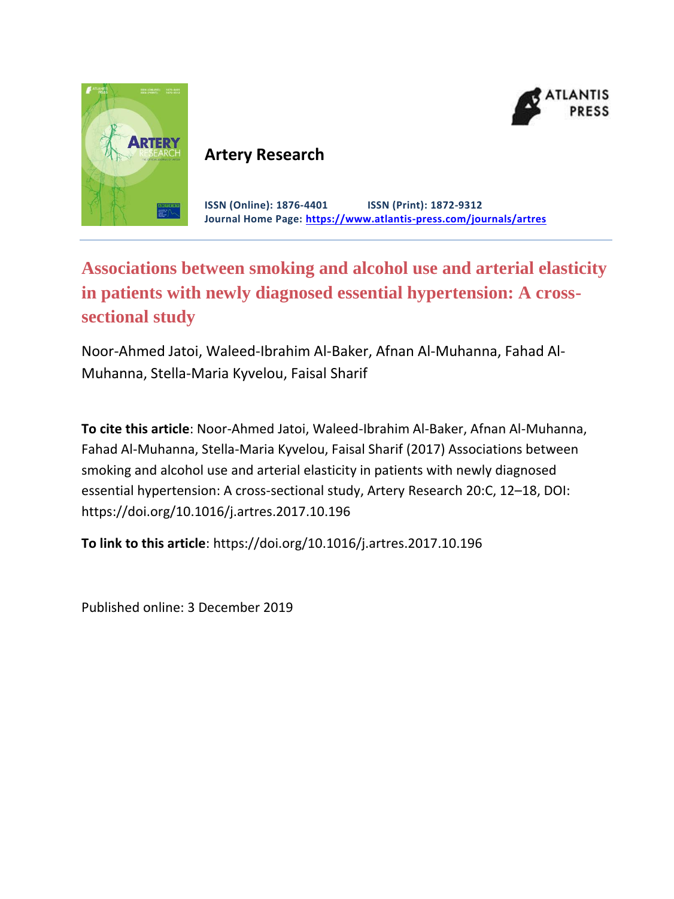# Artery Research

**ISSN (Online): 1876-4401** **ISSN (Print): 1872-9312**
**Journal Home Page: https://www.atlantis-press.com/journals/artres**

## Associations between smoking and alcohol use and arterial elasticity in patients with newly diagnosed essential hypertension: A cross-sectional study

Noor-Ahmed Jatoi, Waleed-Ibrahim Al-Baker, Afnan Al-Muhanna, Fahad Al-Muhanna, Stella-Maria Kyvelou, Faisal Sharif

**To cite this article**: Noor-Ahmed Jatoi, Waleed-Ibrahim Al-Baker, Afnan Al-Muhanna, Fahad Al-Muhanna, Stella-Maria Kyvelou, Faisal Sharif (2017) Associations between smoking and alcohol use and arterial elasticity in patients with newly diagnosed essential hypertension: A cross-sectional study, Artery Research 20:C, 12–18, DOI: https://doi.org/10.1016/j.artres.2017.10.196

**To link to this article**: https://doi.org/10.1016/j.artres.2017.10.196

Published online: 3 December 2019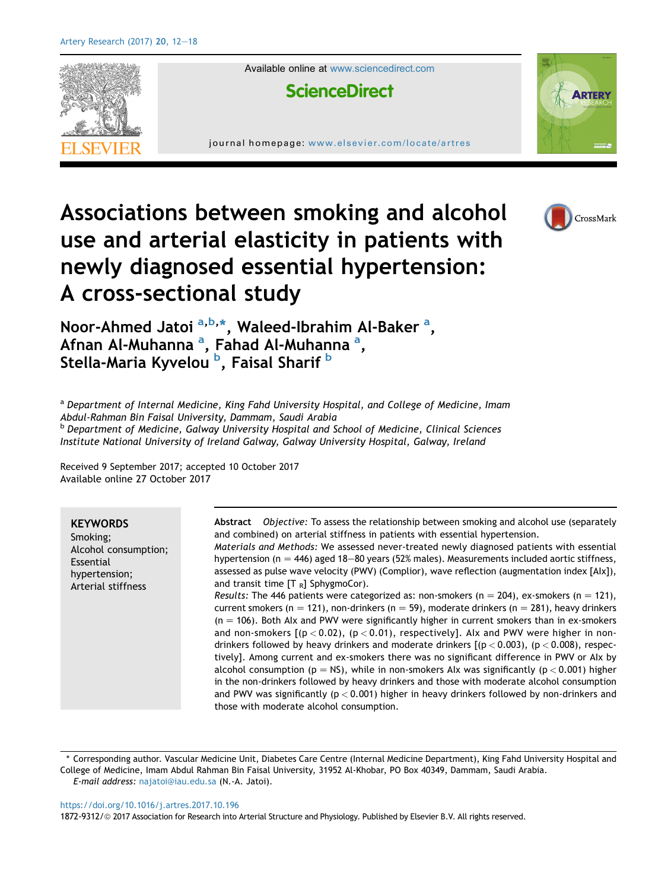# Associations between smoking and alcohol use and arterial elasticity in patients with newly diagnosed essential hypertension: A cross-sectional study

**Noor-Ahmed Jatoi** [a,b,*], **Waleed-Ibrahim Al-Baker** [a], **Afnan Al-Muhanna** [a], **Fahad Al-Muhanna** [a], **Stella-Maria Kyvelou** [b], **Faisal Sharif** [b]

[a] *Department of Internal Medicine, King Fahd University Hospital, and College of Medicine, Imam Abdul-Rahman Bin Faisal University, Dammam, Saudi Arabia*

[b] *Department of Medicine, Galway University Hospital and School of Medicine, Clinical Sciences Institute National University of Ireland Galway, Galway University Hospital, Galway, Ireland*

Received 9 September 2017; accepted 10 October 2017
Available online 27 October 2017

**KEYWORDS**
Smoking;
Alcohol consumption;
Essential hypertension;
Arterial stiffness

**Abstract** *Objective:* To assess the relationship between smoking and alcohol use (separately and combined) on arterial stiffness in patients with essential hypertension.

*Materials and Methods:* We assessed never-treated newly diagnosed patients with essential hypertension (n = 446) aged 18–80 years (52% males). Measurements included aortic stiffness, assessed as pulse wave velocity (PWV) (Complior), wave reflection (augmentation index [AIx]), and transit time [$T_R$] SphygmoCor).

*Results:* The 446 patients were categorized as: non-smokers (n = 204), ex-smokers (n = 121), current smokers (n = 121), non-drinkers (n = 59), moderate drinkers (n = 281), heavy drinkers (n = 106). Both AIx and PWV were significantly higher in current smokers than in ex-smokers and non-smokers [($p < 0.02$), ($p < 0.01$), respectively]. AIx and PWV were higher in non-drinkers followed by heavy drinkers and moderate drinkers [($p < 0.003$), ($p < 0.008$), respectively]. Among current and ex-smokers there was no significant difference in PWV or AIx by alcohol consumption (p = NS), while in non-smokers AIx was significantly ($p < 0.001$) higher in the non-drinkers followed by heavy drinkers and those with moderate alcohol consumption and PWV was significantly ($p < 0.001$) higher in heavy drinkers followed by non-drinkers and those with moderate alcohol consumption.

\* Corresponding author. Vascular Medicine Unit, Diabetes Care Centre (Internal Medicine Department), King Fahd University Hospital and College of Medicine, Imam Abdul Rahman Bin Faisal University, 31952 Al-Khobar, PO Box 40349, Dammam, Saudi Arabia.
*E-mail address:* najatoi@iau.edu.sa (N.-A. Jatoi).

https://doi.org/10.1016/j.artres.2017.10.196
1872-9312/© 2017 Association for Research into Arterial Structure and Physiology. Published by Elsevier B.V. All rights reserved.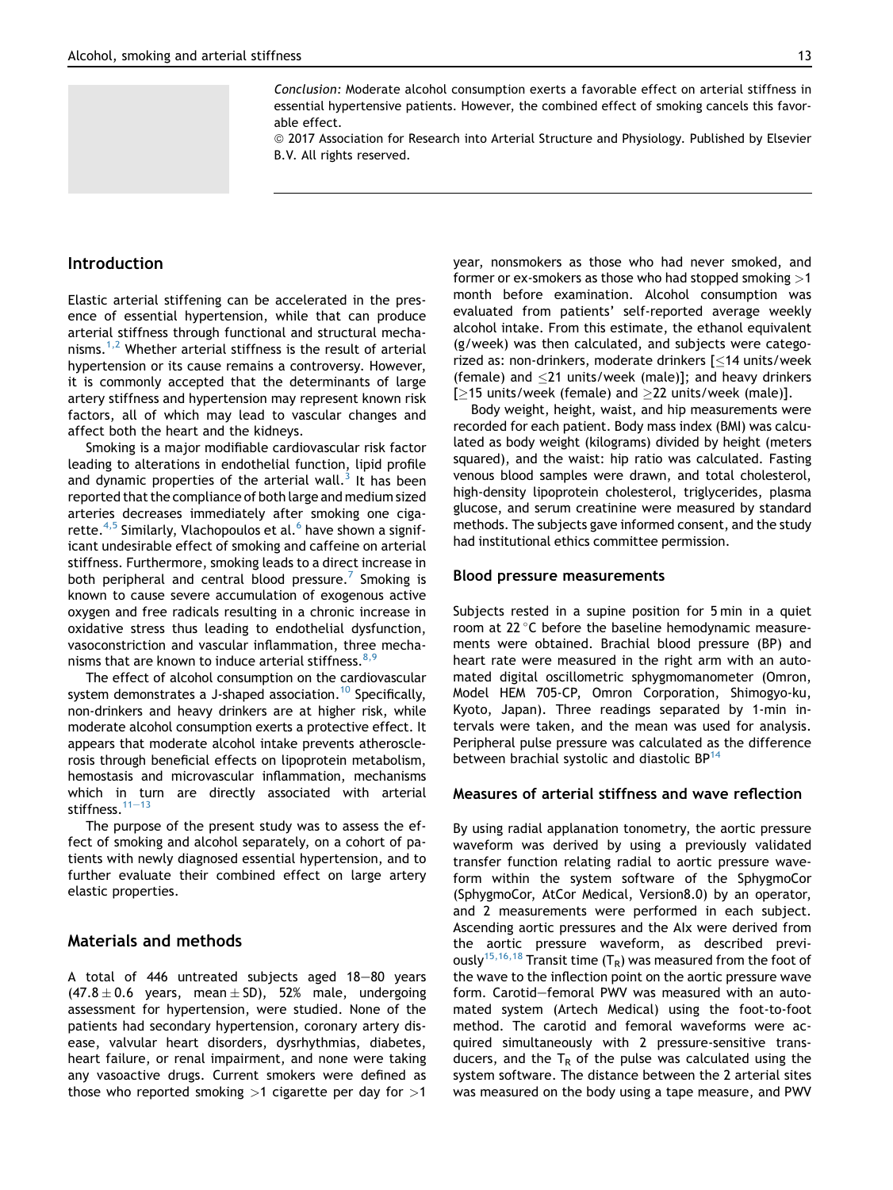*Conclusion:* Moderate alcohol consumption exerts a favorable effect on arterial stiffness in essential hypertensive patients. However, the combined effect of smoking cancels this favorable effect.

© 2017 Association for Research into Arterial Structure and Physiology. Published by Elsevier B.V. All rights reserved.

## Introduction

Elastic arterial stiffening can be accelerated in the presence of essential hypertension, while that can produce arterial stiffness through functional and structural mechanisms.[1,2] Whether arterial stiffness is the result of arterial hypertension or its cause remains a controversy. However, it is commonly accepted that the determinants of large artery stiffness and hypertension may represent known risk factors, all of which may lead to vascular changes and affect both the heart and the kidneys.

Smoking is a major modifiable cardiovascular risk factor leading to alterations in endothelial function, lipid profile and dynamic properties of the arterial wall.[3] It has been reported that the compliance of both large and medium sized arteries decreases immediately after smoking one cigarette.[4,5] Similarly, Vlachopoulos et al.[6] have shown a significant undesirable effect of smoking and caffeine on arterial stiffness. Furthermore, smoking leads to a direct increase in both peripheral and central blood pressure.[7] Smoking is known to cause severe accumulation of exogenous active oxygen and free radicals resulting in a chronic increase in oxidative stress thus leading to endothelial dysfunction, vasoconstriction and vascular inflammation, three mechanisms that are known to induce arterial stiffness.[8,9]

The effect of alcohol consumption on the cardiovascular system demonstrates a J-shaped association.[10] Specifically, non-drinkers and heavy drinkers are at higher risk, while moderate alcohol consumption exerts a protective effect. It appears that moderate alcohol intake prevents atherosclerosis through beneficial effects on lipoprotein metabolism, hemostasis and microvascular inflammation, mechanisms which in turn are directly associated with arterial stiffness.[11–13]

The purpose of the present study was to assess the effect of smoking and alcohol separately, on a cohort of patients with newly diagnosed essential hypertension, and to further evaluate their combined effect on large artery elastic properties.

## Materials and methods

A total of 446 untreated subjects aged 18–80 years ($47.8 \pm 0.6$ years, mean $\pm$ SD), 52% male, undergoing assessment for hypertension, were studied. None of the patients had secondary hypertension, coronary artery disease, valvular heart disorders, dysrhythmias, diabetes, heart failure, or renal impairment, and none were taking any vasoactive drugs. Current smokers were defined as those who reported smoking >1 cigarette per day for >1 year, nonsmokers as those who had never smoked, and former or ex-smokers as those who had stopped smoking >1 month before examination. Alcohol consumption was evaluated from patients' self-reported average weekly alcohol intake. From this estimate, the ethanol equivalent (g/week) was then calculated, and subjects were categorized as: non-drinkers, moderate drinkers [≤14 units/week (female) and ≤21 units/week (male)]; and heavy drinkers [≥15 units/week (female) and ≥22 units/week (male)].

Body weight, height, waist, and hip measurements were recorded for each patient. Body mass index (BMI) was calculated as body weight (kilograms) divided by height (meters squared), and the waist: hip ratio was calculated. Fasting venous blood samples were drawn, and total cholesterol, high-density lipoprotein cholesterol, triglycerides, plasma glucose, and serum creatinine were measured by standard methods. The subjects gave informed consent, and the study had institutional ethics committee permission.

### Blood pressure measurements

Subjects rested in a supine position for 5 min in a quiet room at 22 °C before the baseline hemodynamic measurements were obtained. Brachial blood pressure (BP) and heart rate were measured in the right arm with an automated digital oscillometric sphygmomanometer (Omron, Model HEM 705-CP, Omron Corporation, Shimogyo-ku, Kyoto, Japan). Three readings separated by 1-min intervals were taken, and the mean was used for analysis. Peripheral pulse pressure was calculated as the difference between brachial systolic and diastolic BP[14]

### Measures of arterial stiffness and wave reflection

By using radial applanation tonometry, the aortic pressure waveform was derived by using a previously validated transfer function relating radial to aortic pressure waveform within the system software of the SphygmoCor (SphygmoCor, AtCor Medical, Version8.0) by an operator, and 2 measurements were performed in each subject. Ascending aortic pressures and the AIx were derived from the aortic pressure waveform, as described previously[15,16,18] Transit time ($T_R$) was measured from the foot of the wave to the inflection point on the aortic pressure wave form. Carotid–femoral PWV was measured with an automated system (Artech Medical) using the foot-to-foot method. The carotid and femoral waveforms were acquired simultaneously with 2 pressure-sensitive transducers, and the $T_R$ of the pulse was calculated using the system software. The distance between the 2 arterial sites was measured on the body using a tape measure, and PWV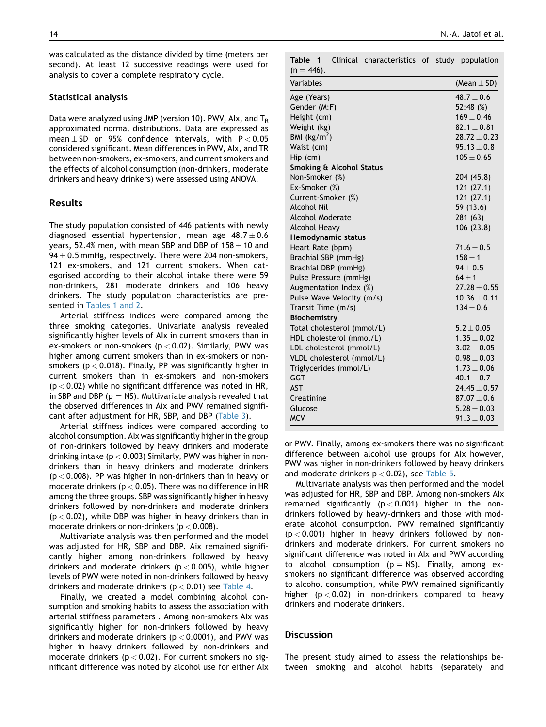was calculated as the distance divided by time (meters per second). At least 12 successive readings were used for analysis to cover a complete respiratory cycle.

### Statistical analysis

Data were analyzed using JMP (version 10). PWV, AIx, and $T_R$ approximated normal distributions. Data are expressed as mean ± SD or 95% confidence intervals, with $P < 0.05$ considered significant. Mean differences in PWV, AIx, and TR between non-smokers, ex-smokers, and current smokers and the effects of alcohol consumption (non-drinkers, moderate drinkers and heavy drinkers) were assessed using ANOVA.

## Results

The study population consisted of 446 patients with newly diagnosed essential hypertension, mean age 48.7 ± 0.6 years, 52.4% men, with mean SBP and DBP of 158 ± 10 and 94 ± 0.5 mmHg, respectively. There were 204 non-smokers, 121 ex-smokers, and 121 current smokers. When categorised according to their alcohol intake there were 59 non-drinkers, 281 moderate drinkers and 106 heavy drinkers. The study population characteristics are presented in Tables 1 and 2.

Arterial stiffness indices were compared among the three smoking categories. Univariate analysis revealed significantly higher levels of AIx in current smokers than in ex-smokers or non-smokers ($p < 0.02$). Similarly, PWV was higher among current smokers than in ex-smokers or non-smokers ($p < 0.018$). Finally, PP was significantly higher in current smokers than in ex-smokers and non-smokers ($p < 0.02$) while no significant difference was noted in HR, in SBP and DBP (p = NS). Multivariate analysis revealed that the observed differences in Aix and PWV remained significant after adjustment for HR, SBP, and DBP (Table 3).

Arterial stiffness indices were compared according to alcohol consumption. AIx was significantly higher in the group of non-drinkers followed by heavy drinkers and moderate drinking intake ($p < 0.003$) Similarly, PWV was higher in non-drinkers than in heavy drinkers and moderate drinkers ($p < 0.008$). PP was higher in non-drinkers than in heavy or moderate drinkers ($p < 0.05$). There was no difference in HR among the three groups. SBP was significantly higher in heavy drinkers followed by non-drinkers and moderate drinkers ($p < 0.02$), while DBP was higher in heavy drinkers than in moderate drinkers or non-drinkers ($p < 0.008$).

Multivariate analysis was then performed and the model was adjusted for HR, SBP and DBP. Aix remained significantly higher among non-drinkers followed by heavy drinkers and moderate drinkers ($p < 0.005$), while higher levels of PWV were noted in non-drinkers followed by heavy drinkers and moderate drinkers ($p < 0.01$) see Table 4.

Finally, we created a model combining alcohol consumption and smoking habits to assess the association with arterial stiffness parameters . Among non-smokers AIx was significantly higher for non-drinkers followed by heavy drinkers and moderate drinkers ($p < 0.0001$), and PWV was higher in heavy drinkers followed by non-drinkers and moderate drinkers ($p < 0.02$). For current smokers no significant difference was noted by alcohol use for either AIx or PWV. Finally, among ex-smokers there was no significant difference between alcohol use groups for AIx however, PWV was higher in non-drinkers followed by heavy drinkers and moderate drinkers $p < 0.02$), see Table 5.

Multivariate analysis was then performed and the model was adjusted for HR, SBP and DBP. Among non-smokers AIx remained significantly ($p < 0.001$) higher in the non-drinkers followed by heavy-drinkers and those with moderate alcohol consumption. PWV remained significantly ($p < 0.001$) higher in heavy drinkers followed by non-drinkers and moderate drinkers. For current smokers no significant difference was noted in AIx and PWV according to alcohol consumption (p = NS). Finally, among ex-smokers no significant difference was observed according to alcohol consumption, while PWV remained significantly higher ($p < 0.02$) in non-drinkers compared to heavy drinkers and moderate drinkers.

**Table 1** Clinical characteristics of study population (n = 446).

| Variables | (Mean ± SD) |
|---|---|
| Age (Years) | 48.7 ± 0.6 |
| Gender (M:F) | 52:48 (%) |
| Height (cm) | 169 ± 0.46 |
| Weight (kg) | 82.1 ± 0.81 |
| BMI (kg/m$^2$) | 28.72 ± 0.23 |
| Waist (cm) | 95.13 ± 0.8 |
| Hip (cm) | 105 ± 0.65 |
| **Smoking & Alcohol Status** | |
| Non-Smoker (%) | 204 (45.8) |
| Ex-Smoker (%) | 121 (27.1) |
| Current-Smoker (%) | 121 (27.1) |
| Alcohol Nil | 59 (13.6) |
| Alcohol Moderate | 281 (63) |
| Alcohol Heavy | 106 (23.8) |
| **Hemodynamic status** | |
| Heart Rate (bpm) | 71.6 ± 0.5 |
| Brachial SBP (mmHg) | 158 ± 1 |
| Brachial DBP (mmHg) | 94 ± 0.5 |
| Pulse Pressure (mmHg) | 64 ± 1 |
| Augmentation Index (%) | 27.28 ± 0.55 |
| Pulse Wave Velocity (m/s) | 10.36 ± 0.11 |
| Transit Time (m/s) | 134 ± 0.6 |
| **Biochemistry** | |
| Total cholesterol (mmol/L) | 5.2 ± 0.05 |
| HDL cholesterol (mmol/L) | 1.35 ± 0.02 |
| LDL cholesterol (mmol/L) | 3.02 ± 0.05 |
| VLDL cholesterol (mmol/L) | 0.98 ± 0.03 |
| Triglycerides (mmol/L) | 1.73 ± 0.06 |
| GGT | 40.1 ± 0.7 |
| AST | 24.45 ± 0.57 |
| Creatinine | 87.07 ± 0.6 |
| Glucose | 5.28 ± 0.03 |
| MCV | 91.3 ± 0.03 |

## Discussion

The present study aimed to assess the relationships between smoking and alcohol habits (separately and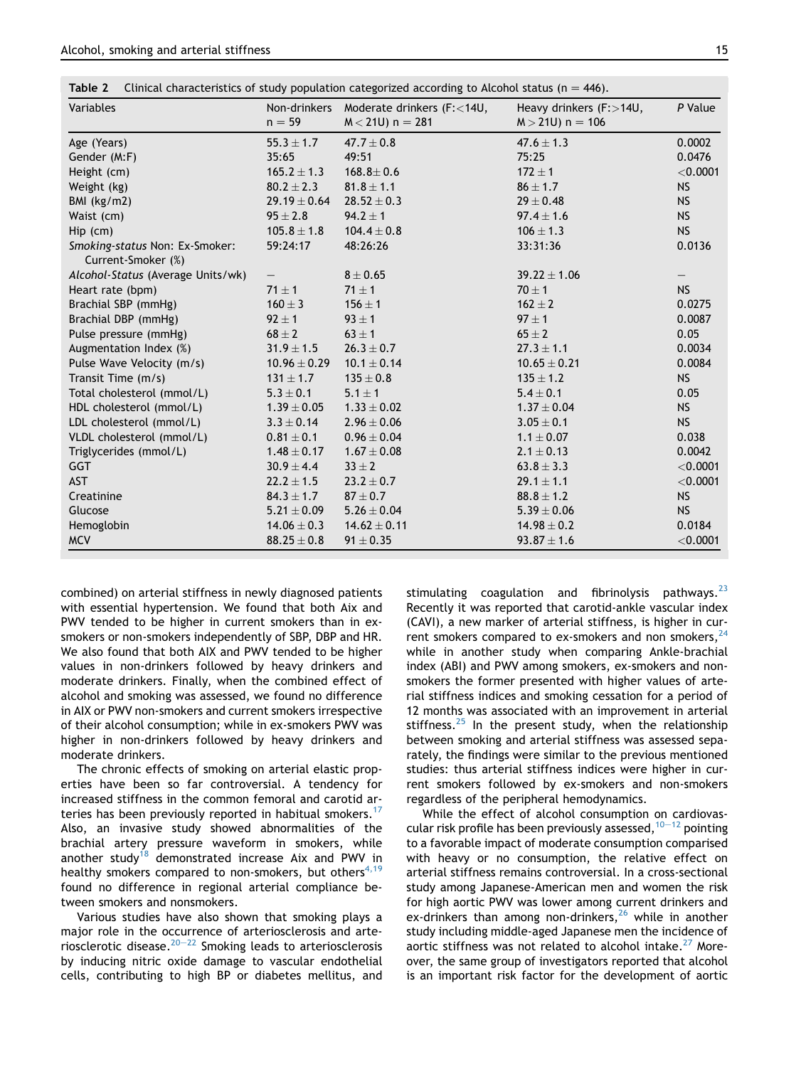**Table 2** Clinical characteristics of study population categorized according to Alcohol status (n = 446).

| Variables | Non-drinkers n = 59 | Moderate drinkers (F:<14U, M<21U) n = 281 | Heavy drinkers (F:>14U, M>21U) n = 106 | P Value |
|---|---|---|---|---|
| Age (Years) | 55.3 ± 1.7 | 47.7 ± 0.8 | 47.6 ± 1.3 | 0.0002 |
| Gender (M:F) | 35:65 | 49:51 | 75:25 | 0.0476 |
| Height (cm) | 165.2 ± 1.3 | 168.8 ± 0.6 | 172 ± 1 | <0.0001 |
| Weight (kg) | 80.2 ± 2.3 | 81.8 ± 1.1 | 86 ± 1.7 | NS |
| BMI (kg/m2) | 29.19 ± 0.64 | 28.52 ± 0.3 | 29 ± 0.48 | NS |
| Waist (cm) | 95 ± 2.8 | 94.2 ± 1 | 97.4 ± 1.6 | NS |
| Hip (cm) | 105.8 ± 1.8 | 104.4 ± 0.8 | 106 ± 1.3 | NS |
| *Smoking-status* Non: Ex-Smoker: Current-Smoker (%) | 59:24:17 | 48:26:26 | 33:31:36 | 0.0136 |
| *Alcohol-Status* (Average Units/wk) | – | 8 ± 0.65 | 39.22 ± 1.06 | – |
| Heart rate (bpm) | 71 ± 1 | 71 ± 1 | 70 ± 1 | NS |
| Brachial SBP (mmHg) | 160 ± 3 | 156 ± 1 | 162 ± 2 | 0.0275 |
| Brachial DBP (mmHg) | 92 ± 1 | 93 ± 1 | 97 ± 1 | 0.0087 |
| Pulse pressure (mmHg) | 68 ± 2 | 63 ± 1 | 65 ± 2 | 0.05 |
| Augmentation Index (%) | 31.9 ± 1.5 | 26.3 ± 0.7 | 27.3 ± 1.1 | 0.0034 |
| Pulse Wave Velocity (m/s) | 10.96 ± 0.29 | 10.1 ± 0.14 | 10.65 ± 0.21 | 0.0084 |
| Transit Time (m/s) | 131 ± 1.7 | 135 ± 0.8 | 135 ± 1.2 | NS |
| Total cholesterol (mmol/L) | 5.3 ± 0.1 | 5.1 ± 1 | 5.4 ± 0.1 | 0.05 |
| HDL cholesterol (mmol/L) | 1.39 ± 0.05 | 1.33 ± 0.02 | 1.37 ± 0.04 | NS |
| LDL cholesterol (mmol/L) | 3.3 ± 0.14 | 2.96 ± 0.06 | 3.05 ± 0.1 | NS |
| VLDL cholesterol (mmol/L) | 0.81 ± 0.1 | 0.96 ± 0.04 | 1.1 ± 0.07 | 0.038 |
| Triglycerides (mmol/L) | 1.48 ± 0.17 | 1.67 ± 0.08 | 2.1 ± 0.13 | 0.0042 |
| GGT | 30.9 ± 4.4 | 33 ± 2 | 63.8 ± 3.3 | <0.0001 |
| AST | 22.2 ± 1.5 | 23.2 ± 0.7 | 29.1 ± 1.1 | <0.0001 |
| Creatinine | 84.3 ± 1.7 | 87 ± 0.7 | 88.8 ± 1.2 | NS |
| Glucose | 5.21 ± 0.09 | 5.26 ± 0.04 | 5.39 ± 0.06 | NS |
| Hemoglobin | 14.06 ± 0.3 | 14.62 ± 0.11 | 14.98 ± 0.2 | 0.0184 |
| MCV | 88.25 ± 0.8 | 91 ± 0.35 | 93.87 ± 1.6 | <0.0001 |

combined) on arterial stiffness in newly diagnosed patients with essential hypertension. We found that both Aix and PWV tended to be higher in current smokers than in ex-smokers or non-smokers independently of SBP, DBP and HR. We also found that both AIX and PWV tended to be higher values in non-drinkers followed by heavy drinkers and moderate drinkers. Finally, when the combined effect of alcohol and smoking was assessed, we found no difference in AIX or PWV non-smokers and current smokers irrespective of their alcohol consumption; while in ex-smokers PWV was higher in non-drinkers followed by heavy drinkers and moderate drinkers.

The chronic effects of smoking on arterial elastic properties have been so far controversial. A tendency for increased stiffness in the common femoral and carotid arteries has been previously reported in habitual smokers.[17] Also, an invasive study showed abnormalities of the brachial artery pressure waveform in smokers, while another study[18] demonstrated increase Aix and PWV in healthy smokers compared to non-smokers, but others[4,19] found no difference in regional arterial compliance between smokers and nonsmokers.

Various studies have also shown that smoking plays a major role in the occurrence of arteriosclerosis and arteriosclerotic disease.[20–22] Smoking leads to arteriosclerosis by inducing nitric oxide damage to vascular endothelial cells, contributing to high BP or diabetes mellitus, and stimulating coagulation and fibrinolysis pathways.[23] Recently it was reported that carotid-ankle vascular index (CAVI), a new marker of arterial stiffness, is higher in current smokers compared to ex-smokers and non smokers,[24] while in another study when comparing Ankle-brachial index (ABI) and PWV among smokers, ex-smokers and non-smokers the former presented with higher values of arterial stiffness indices and smoking cessation for a period of 12 months was associated with an improvement in arterial stiffness.[25] In the present study, when the relationship between smoking and arterial stiffness was assessed separately, the findings were similar to the previous mentioned studies: thus arterial stiffness indices were higher in current smokers followed by ex-smokers and non-smokers regardless of the peripheral hemodynamics.

While the effect of alcohol consumption on cardiovascular risk profile has been previously assessed,[10–12] pointing to a favorable impact of moderate consumption comparised with heavy or no consumption, the relative effect on arterial stiffness remains controversial. In a cross-sectional study among Japanese-American men and women the risk for high aortic PWV was lower among current drinkers and ex-drinkers than among non-drinkers,[26] while in another study including middle-aged Japanese men the incidence of aortic stiffness was not related to alcohol intake.[27] Moreover, the same group of investigators reported that alcohol is an important risk factor for the development of aortic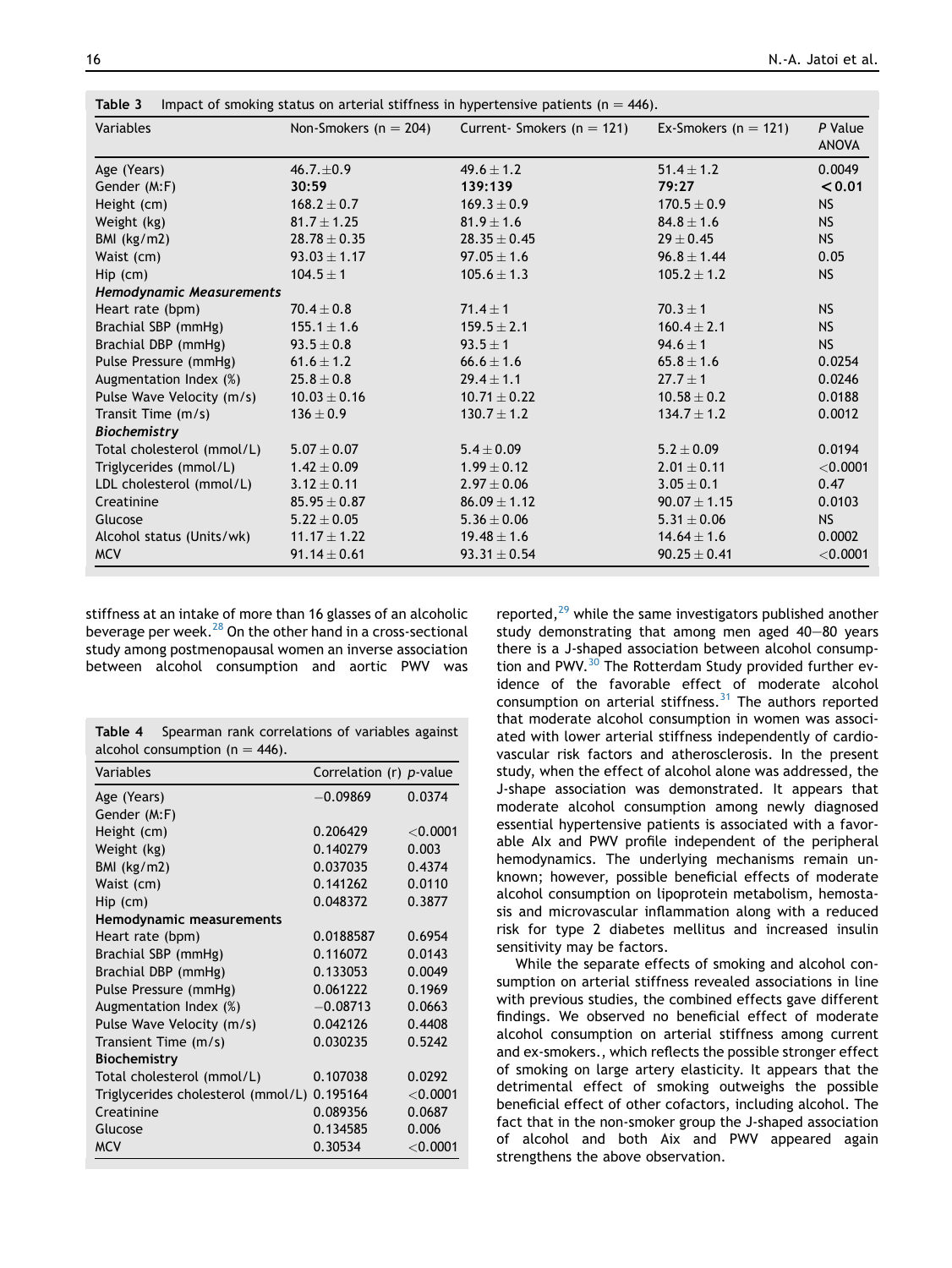**Table 3** Impact of smoking status on arterial stiffness in hypertensive patients (n = 446).

| Variables | Non-Smokers (n = 204) | Current- Smokers (n = 121) | Ex-Smokers (n = 121) | P Value ANOVA |
|---|---|---|---|---|
| Age (Years) | 46.7.±0.9 | 49.6 ± 1.2 | 51.4 ± 1.2 | 0.0049 |
| Gender (M:F) | **30:59** | **139:139** | **79:27** | **< 0.01** |
| Height (cm) | 168.2 ± 0.7 | 169.3 ± 0.9 | 170.5 ± 0.9 | NS |
| Weight (kg) | 81.7 ± 1.25 | 81.9 ± 1.6 | 84.8 ± 1.6 | NS |
| BMI (kg/m2) | 28.78 ± 0.35 | 28.35 ± 0.45 | 29 ± 0.45 | NS |
| Waist (cm) | 93.03 ± 1.17 | 97.05 ± 1.6 | 96.8 ± 1.44 | 0.05 |
| Hip (cm) | 104.5 ± 1 | 105.6 ± 1.3 | 105.2 ± 1.2 | NS |
| ***Hemodynamic Measurements*** | | | | |
| Heart rate (bpm) | 70.4 ± 0.8 | 71.4 ± 1 | 70.3 ± 1 | NS |
| Brachial SBP (mmHg) | 155.1 ± 1.6 | 159.5 ± 2.1 | 160.4 ± 2.1 | NS |
| Brachial DBP (mmHg) | 93.5 ± 0.8 | 93.5 ± 1 | 94.6 ± 1 | NS |
| Pulse Pressure (mmHg) | 61.6 ± 1.2 | 66.6 ± 1.6 | 65.8 ± 1.6 | 0.0254 |
| Augmentation Index (%) | 25.8 ± 0.8 | 29.4 ± 1.1 | 27.7 ± 1 | 0.0246 |
| Pulse Wave Velocity (m/s) | 10.03 ± 0.16 | 10.71 ± 0.22 | 10.58 ± 0.2 | 0.0188 |
| Transit Time (m/s) | 136 ± 0.9 | 130.7 ± 1.2 | 134.7 ± 1.2 | 0.0012 |
| ***Biochemistry*** | | | | |
| Total cholesterol (mmol/L) | 5.07 ± 0.07 | 5.4 ± 0.09 | 5.2 ± 0.09 | 0.0194 |
| Triglycerides (mmol/L) | 1.42 ± 0.09 | 1.99 ± 0.12 | 2.01 ± 0.11 | <0.0001 |
| LDL cholesterol (mmol/L) | 3.12 ± 0.11 | 2.97 ± 0.06 | 3.05 ± 0.1 | 0.47 |
| Creatinine | 85.95 ± 0.87 | 86.09 ± 1.12 | 90.07 ± 1.15 | 0.0103 |
| Glucose | 5.22 ± 0.05 | 5.36 ± 0.06 | 5.31 ± 0.06 | NS |
| Alcohol status (Units/wk) | 11.17 ± 1.22 | 19.48 ± 1.6 | 14.64 ± 1.6 | 0.0002 |
| MCV | 91.14 ± 0.61 | 93.31 ± 0.54 | 90.25 ± 0.41 | <0.0001 |

stiffness at an intake of more than 16 glasses of an alcoholic beverage per week.[28] On the other hand in a cross-sectional study among postmenopausal women an inverse association between alcohol consumption and aortic PWV was reported,[29] while the same investigators published another study demonstrating that among men aged 40–80 years there is a J-shaped association between alcohol consumption and PWV.[30] The Rotterdam Study provided further evidence of the favorable effect of moderate alcohol consumption on arterial stiffness.[31] The authors reported that moderate alcohol consumption in women was associated with lower arterial stiffness independently of cardiovascular risk factors and atherosclerosis. In the present study, when the effect of alcohol alone was addressed, the J-shape association was demonstrated. It appears that moderate alcohol consumption among newly diagnosed essential hypertensive patients is associated with a favorable AIx and PWV profile independent of the peripheral hemodynamics. The underlying mechanisms remain unknown; however, possible beneficial effects of moderate alcohol consumption on lipoprotein metabolism, hemostasis and microvascular inflammation along with a reduced risk for type 2 diabetes mellitus and increased insulin sensitivity may be factors.

**Table 4** Spearman rank correlations of variables against alcohol consumption (n = 446).

| Variables | Correlation (r) | *p*-value |
|---|---|---|
| Age (Years) | −0.09869 | 0.0374 |
| Gender (M:F) | | |
| Height (cm) | 0.206429 | <0.0001 |
| Weight (kg) | 0.140279 | 0.003 |
| BMI (kg/m2) | 0.037035 | 0.4374 |
| Waist (cm) | 0.141262 | 0.0110 |
| Hip (cm) | 0.048372 | 0.3877 |
| **Hemodynamic measurements** | | |
| Heart rate (bpm) | 0.0188587 | 0.6954 |
| Brachial SBP (mmHg) | 0.116072 | 0.0143 |
| Brachial DBP (mmHg) | 0.133053 | 0.0049 |
| Pulse Pressure (mmHg) | 0.061222 | 0.1969 |
| Augmentation Index (%) | −0.08713 | 0.0663 |
| Pulse Wave Velocity (m/s) | 0.042126 | 0.4408 |
| Transient Time (m/s) | 0.030235 | 0.5242 |
| **Biochemistry** | | |
| Total cholesterol (mmol/L) | 0.107038 | 0.0292 |
| Triglycerides cholesterol (mmol/L) | 0.195164 | <0.0001 |
| Creatinine | 0.089356 | 0.0687 |
| Glucose | 0.134585 | 0.006 |
| MCV | 0.30534 | <0.0001 |

While the separate effects of smoking and alcohol consumption on arterial stiffness revealed associations in line with previous studies, the combined effects gave different findings. We observed no beneficial effect of moderate alcohol consumption on arterial stiffness among current and ex-smokers., which reflects the possible stronger effect of smoking on large artery elasticity. It appears that the detrimental effect of smoking outweighs the possible beneficial effect of other cofactors, including alcohol. The fact that in the non-smoker group the J-shaped association of alcohol and both Aix and PWV appeared again strengthens the above observation.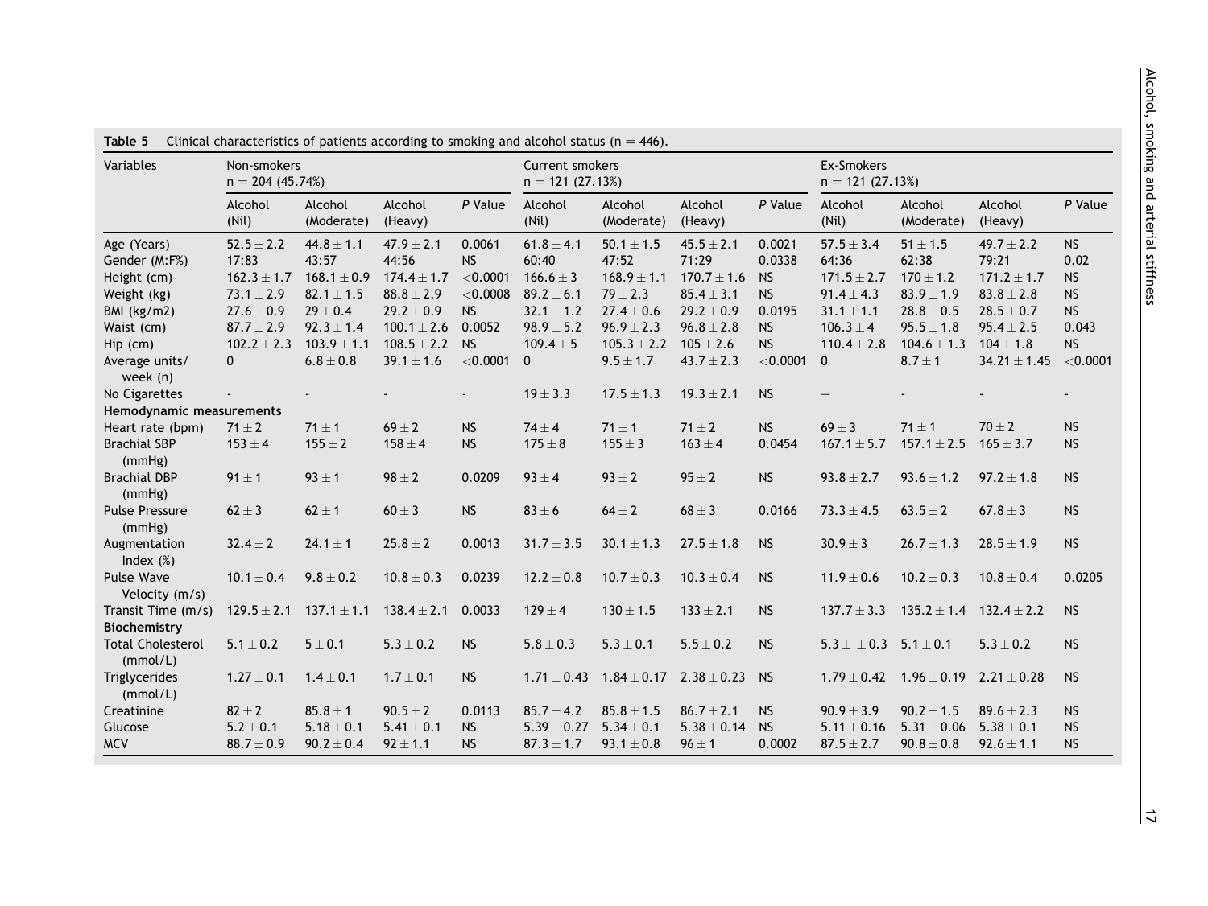**Table 5** Clinical characteristics of patients according to smoking and alcohol status ($n = 446$).

| Variables | Non-smokers n = 204 (45.74%) | | | | Current smokers n = 121 (27.13%) | | | | Ex-Smokers n = 121 (27.13%) | | | |
|---|---|---|---|---|---|---|---|---|---|---|---|---|
| | Alcohol (Nil) | Alcohol (Moderate) | Alcohol (Heavy) | *P* Value | Alcohol (Nil) | Alcohol (Moderate) | Alcohol (Heavy) | *P* Value | Alcohol (Nil) | Alcohol (Moderate) | Alcohol (Heavy) | *P* Value |
| Age (Years) | 52.5 ± 2.2 | 44.8 ± 1.1 | 47.9 ± 2.1 | 0.0061 | 61.8 ± 4.1 | 50.1 ± 1.5 | 45.5 ± 2.1 | 0.0021 | 57.5 ± 3.4 | 51 ± 1.5 | 49.7 ± 2.2 | NS |
| Gender (M:F%) | 17:83 | 43:57 | 44:56 | NS | 60:40 | 47:52 | 71:29 | 0.0338 | 64:36 | 62:38 | 79:21 | 0.02 |
| Height (cm) | 162.3 ± 1.7 | 168.1 ± 0.9 | 174.4 ± 1.7 | <0.0001 | 166.6 ± 3 | 168.9 ± 1.1 | 170.7 ± 1.6 | NS | 171.5 ± 2.7 | 170 ± 1.2 | 171.2 ± 1.7 | NS |
| Weight (kg) | 73.1 ± 2.9 | 82.1 ± 1.5 | 88.8 ± 2.9 | <0.0008 | 89.2 ± 6.1 | 79 ± 2.3 | 85.4 ± 3.1 | NS | 91.4 ± 4.3 | 83.9 ± 1.9 | 83.8 ± 2.8 | NS |
| BMI (kg/m2) | 27.6 ± 0.9 | 29 ± 0.4 | 29.2 ± 0.9 | NS | 32.1 ± 1.2 | 27.4 ± 0.6 | 29.2 ± 0.9 | 0.0195 | 31.1 ± 1.1 | 28.8 ± 0.5 | 28.5 ± 0.7 | NS |
| Waist (cm) | 87.7 ± 2.9 | 92.3 ± 1.4 | 100.1 ± 2.6 | 0.0052 | 98.9 ± 5.2 | 96.9 ± 2.3 | 96.8 ± 2.8 | NS | 106.3 ± 4 | 95.5 ± 1.8 | 95.4 ± 2.5 | 0.043 |
| Hip (cm) | 102.2 ± 2.3 | 103.9 ± 1.1 | 108.5 ± 2.2 | NS | 109.4 ± 5 | 105.3 ± 2.2 | 105 ± 2.6 | NS | 110.4 ± 2.8 | 104.6 ± 1.3 | 104 ± 1.8 | NS |
| Average units/ week (n) | 0 | 6.8 ± 0.8 | 39.1 ± 1.6 | <0.0001 | 0 | 9.5 ± 1.7 | 43.7 ± 2.3 | <0.0001 | 0 | 8.7 ± 1 | 34.21 ± 1.45 | <0.0001 |
| No Cigarettes | - | - | - | - | 19 ± 3.3 | 17.5 ± 1.3 | 19.3 ± 2.1 | NS | – | - | - | - |
| **Hemodynamic measurements** | | | | | | | | | | | | |
| Heart rate (bpm) | 71 ± 2 | 71 ± 1 | 69 ± 2 | NS | 74 ± 4 | 71 ± 1 | 71 ± 2 | NS | 69 ± 3 | 71 ± 1 | 70 ± 2 | NS |
| Brachial SBP (mmHg) | 153 ± 4 | 155 ± 2 | 158 ± 4 | NS | 175 ± 8 | 155 ± 3 | 163 ± 4 | 0.0454 | 167.1 ± 5.7 | 157.1 ± 2.5 | 165 ± 3.7 | NS |
| Brachial DBP (mmHg) | 91 ± 1 | 93 ± 1 | 98 ± 2 | 0.0209 | 93 ± 4 | 93 ± 2 | 95 ± 2 | NS | 93.8 ± 2.7 | 93.6 ± 1.2 | 97.2 ± 1.8 | NS |
| Pulse Pressure (mmHg) | 62 ± 3 | 62 ± 1 | 60 ± 3 | NS | 83 ± 6 | 64 ± 2 | 68 ± 3 | 0.0166 | 73.3 ± 4.5 | 63.5 ± 2 | 67.8 ± 3 | NS |
| Augmentation Index (%) | 32.4 ± 2 | 24.1 ± 1 | 25.8 ± 2 | 0.0013 | 31.7 ± 3.5 | 30.1 ± 1.3 | 27.5 ± 1.8 | NS | 30.9 ± 3 | 26.7 ± 1.3 | 28.5 ± 1.9 | NS |
| Pulse Wave Velocity (m/s) | 10.1 ± 0.4 | 9.8 ± 0.2 | 10.8 ± 0.3 | 0.0239 | 12.2 ± 0.8 | 10.7 ± 0.3 | 10.3 ± 0.4 | NS | 11.9 ± 0.6 | 10.2 ± 0.3 | 10.8 ± 0.4 | 0.0205 |
| Transit Time (m/s) | 129.5 ± 2.1 | 137.1 ± 1.1 | 138.4 ± 2.1 | 0.0033 | 129 ± 4 | 130 ± 1.5 | 133 ± 2.1 | NS | 137.7 ± 3.3 | 135.2 ± 1.4 | 132.4 ± 2.2 | NS |
| **Biochemistry** | | | | | | | | | | | | |
| Total Cholesterol (mmol/L) | 5.1 ± 0.2 | 5 ± 0.1 | 5.3 ± 0.2 | NS | 5.8 ± 0.3 | 5.3 ± 0.1 | 5.5 ± 0.2 | NS | 5.3 ± ± 0.3 | 5.1 ± 0.1 | 5.3 ± 0.2 | NS |
| Triglycerides (mmol/L) | 1.27 ± 0.1 | 1.4 ± 0.1 | 1.7 ± 0.1 | NS | 1.71 ± 0.43 | 1.84 ± 0.17 | 2.38 ± 0.23 | NS | 1.79 ± 0.42 | 1.96 ± 0.19 | 2.21 ± 0.28 | NS |
| Creatinine | 82 ± 2 | 85.8 ± 1 | 90.5 ± 2 | 0.0113 | 85.7 ± 4.2 | 85.8 ± 1.5 | 86.7 ± 2.1 | NS | 90.9 ± 3.9 | 90.2 ± 1.5 | 89.6 ± 2.3 | NS |
| Glucose | 5.2 ± 0.1 | 5.18 ± 0.1 | 5.41 ± 0.1 | NS | 5.39 ± 0.27 | 5.34 ± 0.1 | 5.38 ± 0.14 | NS | 5.11 ± 0.16 | 5.31 ± 0.06 | 5.38 ± 0.1 | NS |
| MCV | 88.7 ± 0.9 | 90.2 ± 0.4 | 92 ± 1.1 | NS | 87.3 ± 1.7 | 93.1 ± 0.8 | 96 ± 1 | 0.0002 | 87.5 ± 2.7 | 90.8 ± 0.8 | 92.6 ± 1.1 | NS |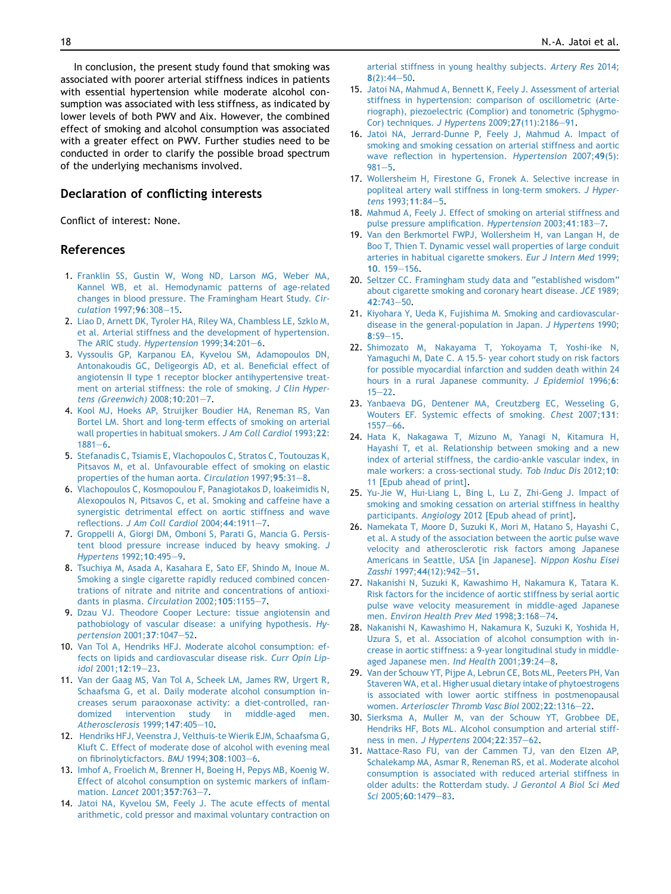In conclusion, the present study found that smoking was associated with poorer arterial stiffness indices in patients with essential hypertension while moderate alcohol consumption was associated with less stiffness, as indicated by lower levels of both PWV and Aix. However, the combined effect of smoking and alcohol consumption was associated with a greater effect on PWV. Further studies need to be conducted in order to clarify the possible broad spectrum of the underlying mechanisms involved.

## Declaration of conflicting interests

Conflict of interest: None.

## References

1. Franklin SS, Gustin W, Wong ND, Larson MG, Weber MA, Kannel WB, et al. Hemodynamic patterns of age-related changes in blood pressure. The Framingham Heart Study. *Circulation* 1997;**96**:308—15.
2. Liao D, Arnett DK, Tyroler HA, Riley WA, Chambless LE, Szklo M, et al. Arterial stiffness and the development of hypertension. The ARIC study. *Hypertension* 1999;**34**:201—6.
3. Vyssoulis GP, Karpanou EA, Kyvelou SM, Adamopoulos DN, Antonakoudis GC, Deligeorgis AD, et al. Beneficial effect of angiotensin II type 1 receptor blocker antihypertensive treatment on arterial stiffness: the role of smoking. *J Clin Hypertens (Greenwich)* 2008;**10**:201—7.
4. Kool MJ, Hoeks AP, Struijker Boudier HA, Reneman RS, Van Bortel LM. Short and long-term effects of smoking on arterial wall properties in habitual smokers. *J Am Coll Cardiol* 1993;**22**:1881—6.
5. Stefanadis C, Tsiamis E, Vlachopoulos C, Stratos C, Toutouzas K, Pitsavos M, et al. Unfavourable effect of smoking on elastic properties of the human aorta. *Circulation* 1997;**95**:31—8.
6. Vlachopoulos C, Kosmopoulou F, Panagiotakos D, Ioakeimidis N, Alexopoulos N, Pitsavos C, et al. Smoking and caffeine have a synergistic detrimental effect on aortic stiffness and wave reflections. *J Am Coll Cardiol* 2004;**44**:1911—7.
7. Groppelli A, Giorgi DM, Omboni S, Parati G, Mancia G. Persistent blood pressure increase induced by heavy smoking. *J Hypertens* 1992;**10**:495—9.
8. Tsuchiya M, Asada A, Kasahara E, Sato EF, Shindo M, Inoue M. Smoking a single cigarette rapidly reduced combined concentrations of nitrate and nitrite and concentrations of antioxidants in plasma. *Circulation* 2002;**105**:1155—7.
9. Dzau VJ. Theodore Cooper Lecture: tissue angiotensin and pathobiology of vascular disease: a unifying hypothesis. *Hypertension* 2001;**37**:1047—52.
10. Van Tol A, Hendriks HFJ. Moderate alcohol consumption: effects on lipids and cardiovascular disease risk. *Curr Opin Lipidol* 2001;**12**:19—23.
11. Van der Gaag MS, Van Tol A, Scheek LM, James RW, Urgert R, Schaafsma G, et al. Daily moderate alcohol consumption increases serum paraoxonase activity: a diet-controlled, randomized intervention study in middle-aged men. *Atherosclerosis* 1999;**147**:405—10.
12. Hendriks HFJ, Veenstra J, Velthuis-te Wierik EJM, Schaafsma G, Kluft C. Effect of moderate dose of alcohol with evening meal on fibrinolyticfactors. *BMJ* 1994;**308**:1003—6.
13. Imhof A, Froelich M, Brenner H, Boeing H, Pepys MB, Koenig W. Effect of alcohol consumption on systemic markers of inflammation. *Lancet* 2001;**357**:763—7.
14. Jatoi NA, Kyvelou SM, Feely J. The acute effects of mental arithmetic, cold pressor and maximal voluntary contraction on arterial stiffness in young healthy subjects. *Artery Res* 2014;**8**(2):44—50.
15. Jatoi NA, Mahmud A, Bennett K, Feely J. Assessment of arterial stiffness in hypertension: comparison of oscillometric (Arteriograph), piezoelectric (Complior) and tonometric (SphygmoCor) techniques. *J Hypertens* 2009;**27**(11):2186—91.
16. Jatoi NA, Jerrard-Dunne P, Feely J, Mahmud A. Impact of smoking and smoking cessation on arterial stiffness and aortic wave reflection in hypertension. *Hypertension* 2007;**49**(5):981—5.
17. Wollersheim H, Firestone G, Fronek A. Selective increase in popliteal artery wall stiffness in long-term smokers. *J Hypertens* 1993;**11**:84—5.
18. Mahmud A, Feely J. Effect of smoking on arterial stiffness and pulse pressure amplification. *Hypertension* 2003;**41**:183—7.
19. Van den Berkmortel FWPJ, Wollersheim H, van Langan H, de Boo T, Thien T. Dynamic vessel wall properties of large conduit arteries in habitual cigarette smokers. *Eur J Intern Med* 1999;**10**. 159—156.
20. Seltzer CC. Framingham study data and "established wisdom" about cigarette smoking and coronary heart disease. *JCE* 1989;**42**:743—50.
21. Kiyohara Y, Ueda K, Fujishima M. Smoking and cardiovascular-disease in the general-population in Japan. *J Hypertens* 1990;**8**:S9—15.
22. Shimozato M, Nakayama T, Yokoyama T, Yoshi-ike N, Yamaguchi M, Date C. A 15.5- year cohort study on risk factors for possible myocardial infarction and sudden death within 24 hours in a rural Japanese community. *J Epidemiol* 1996;**6**:15—22.
23. Yanbaeva DG, Dentener MA, Creutzberg EC, Wesseling G, Wouters EF. Systemic effects of smoking. *Chest* 2007;**131**:1557—66.
24. Hata K, Nakagawa T, Mizuno M, Yanagi N, Kitamura H, Hayashi T, et al. Relationship between smoking and a new index of arterial stiffness, the cardio-ankle vascular index, in male workers: a cross-sectional study. *Tob Induc Dis* 2012;**10**:11 [Epub ahead of print].
25. Yu-Jie W, Hui-Liang L, Bing L, Lu Z, Zhi-Geng J. Impact of smoking and smoking cessation on arterial stiffness in healthy participants. *Angiology* 2012 [Epub ahead of print].
26. Namekata T, Moore D, Suzuki K, Mori M, Hatano S, Hayashi C, et al. A study of the association between the aortic pulse wave velocity and atherosclerotic risk factors among Japanese Americans in Seattle, USA [in Japanese]. *Nippon Koshu Eisei Zasshi* 1997;**44**(12):942—51.
27. Nakanishi N, Suzuki K, Kawashimo H, Nakamura K, Tatara K. Risk factors for the incidence of aortic stiffness by serial aortic pulse wave velocity measurement in middle-aged Japanese men. *Environ Health Prev Med* 1998;**3**:168—74.
28. Nakanishi N, Kawashimo H, Nakamura K, Suzuki K, Yoshida H, Uzura S, et al. Association of alcohol consumption with increase in aortic stiffness: a 9-year longitudinal study in middle-aged Japanese men. *Ind Health* 2001;**39**:24—8.
29. Van der Schouw YT, Pijpe A, Lebrun CE, Bots ML, Peeters PH, Van Staveren WA, et al. Higher usual dietary intake of phytoestrogens is associated with lower aortic stiffness in postmenopausal women. *Arterioscler Thromb Vasc Biol* 2002;**22**:1316—22.
30. Sierksma A, Muller M, van der Schouw YT, Grobbee DE, Hendriks HF, Bots ML. Alcohol consumption and arterial stiffness in men. *J Hypertens* 2004;**22**:357—62.
31. Mattace-Raso FU, van der Cammen TJ, van den Elzen AP, Schalekamp MA, Asmar R, Reneman RS, et al. Moderate alcohol consumption is associated with reduced arterial stiffness in older adults: the Rotterdam study. *J Gerontol A Biol Sci Med Sci* 2005;**60**:1479—83.